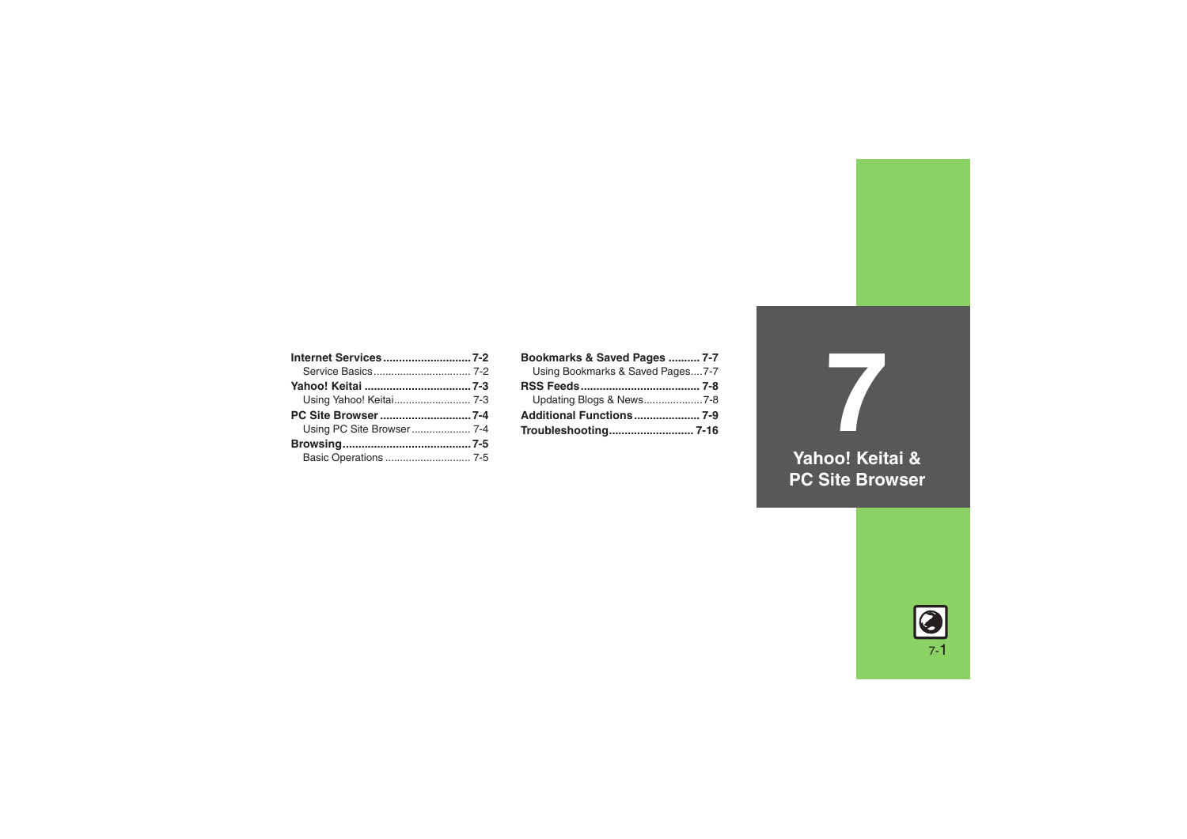# 7 Yahoo! Keitai & PC Site Browser

**Internet Services** ........................... 7-2
- Service Basics ................................ 7-2

**Yahoo! Keitai** ................................. 7-3
- Using Yahoo! Keitai.......................... 7-3

**PC Site Browser** ............................ 7-4
- Using PC Site Browser ................... 7-4

**Browsing**......................................... 7-5
- Basic Operations ............................ 7-5

**Bookmarks & Saved Pages** .......... 7-7
- Using Bookmarks & Saved Pages....7-7

**RSS Feeds**...................................... 7-8
- Updating Blogs & News...................7-8

**Additional Functions**..................... 7-9

**Troubleshooting**........................... 7-16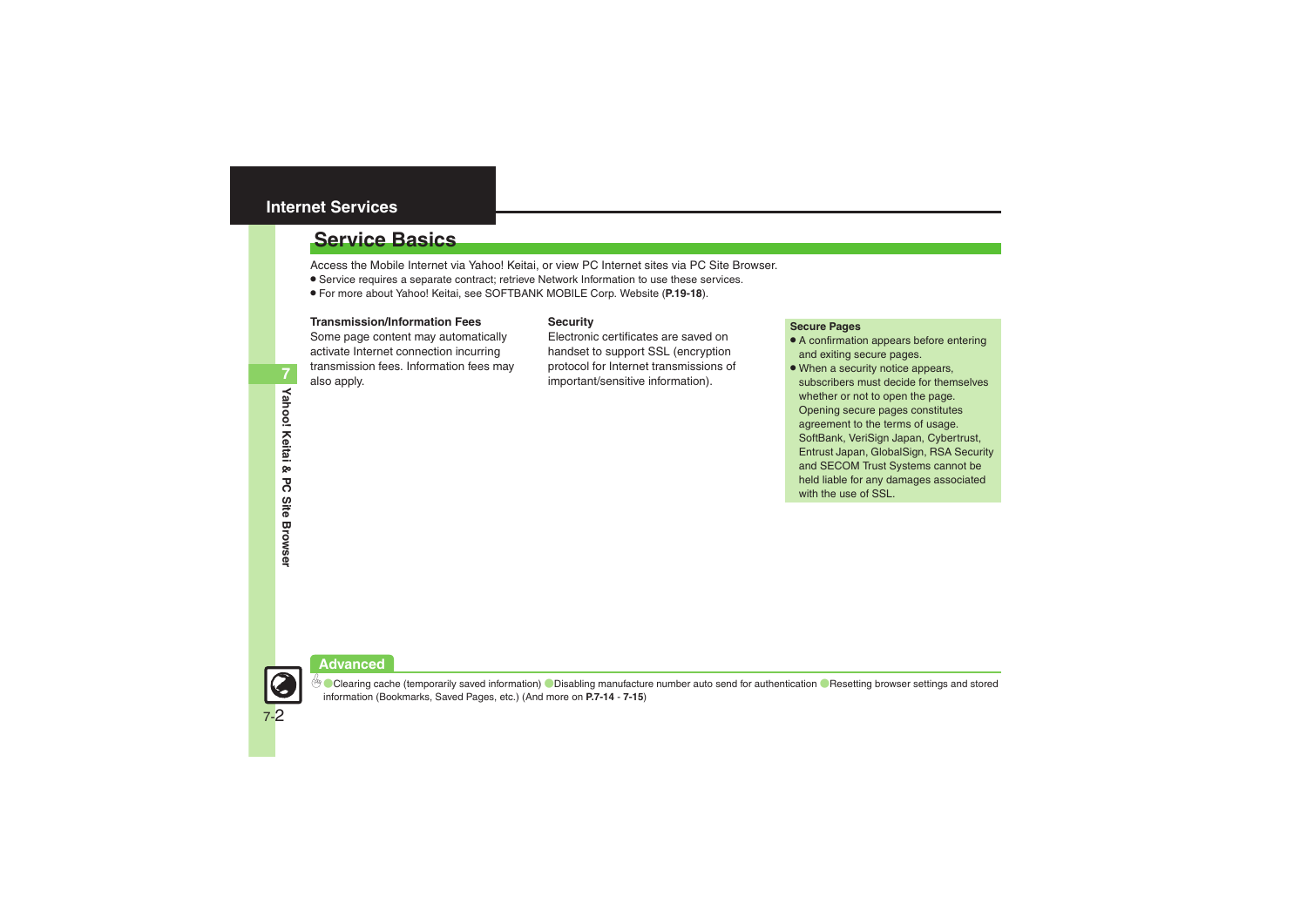# Internet Services

## Service Basics

Access the Mobile Internet via Yahoo! Keitai, or view PC Internet sites via PC Site Browser.

- Service requires a separate contract; retrieve Network Information to use these services.
- For more about Yahoo! Keitai, see SOFTBANK MOBILE Corp. Website (**P.19-18**).

### Transmission/Information Fees

Some page content may automatically activate Internet connection incurring transmission fees. Information fees may also apply.

### Security

Electronic certificates are saved on handset to support SSL (encryption protocol for Internet transmissions of important/sensitive information).

### Secure Pages

- A confirmation appears before entering and exiting secure pages.
- When a security notice appears, subscribers must decide for themselves whether or not to open the page. Opening secure pages constitutes agreement to the terms of usage. SoftBank, VeriSign Japan, Cybertrust, Entrust Japan, GlobalSign, RSA Security and SECOM Trust Systems cannot be held liable for any damages associated with the use of SSL.

### Advanced

- Clearing cache (temporarily saved information)
- Disabling manufacture number auto send for authentication
- Resetting browser settings and stored information (Bookmarks, Saved Pages, etc.) (And more on **P.7-14** - **7-15**)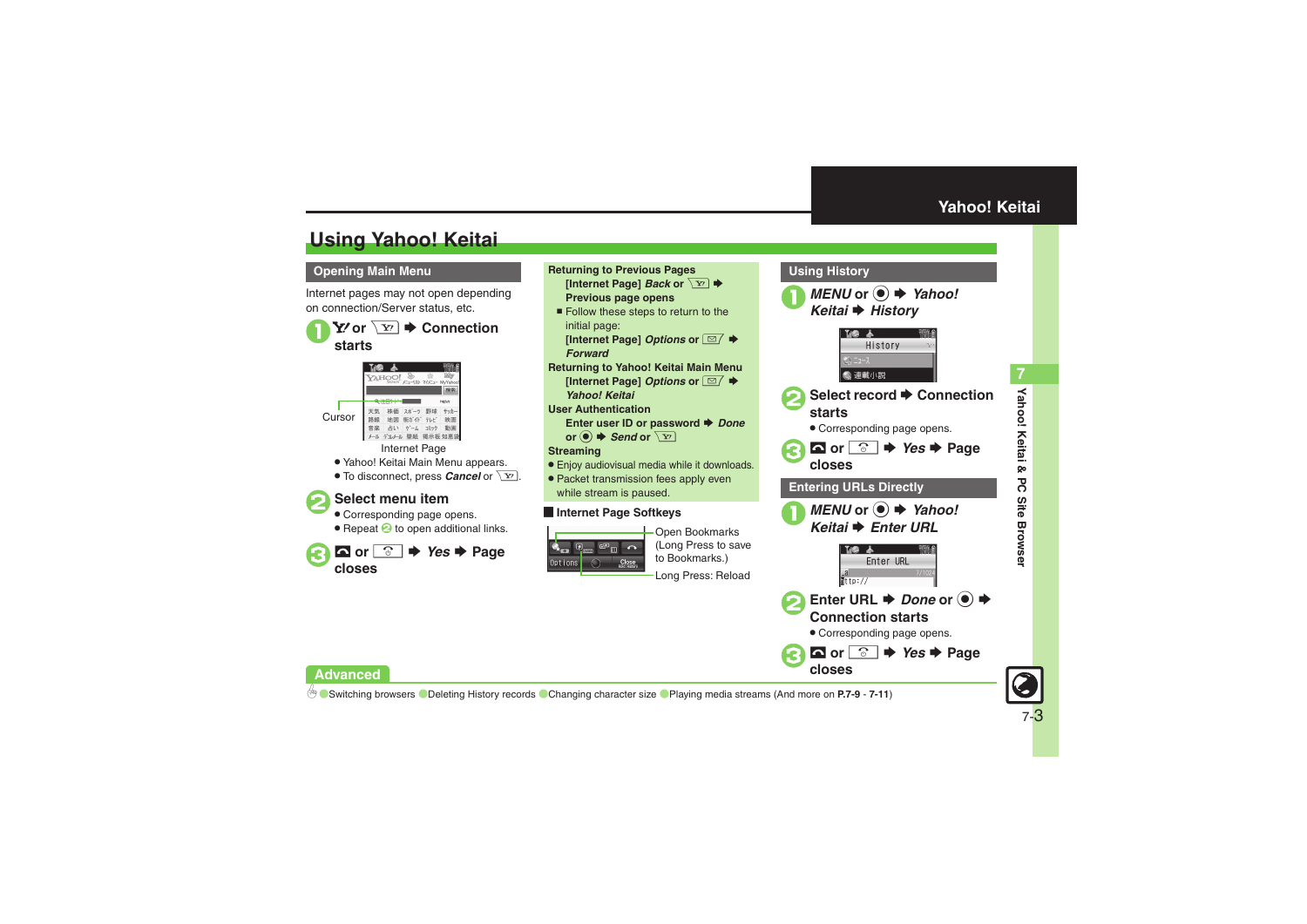# Using Yahoo! Keitai

## Opening Main Menu

Internet pages may not open depending on connection/Server status, etc.

**1** **Y! or [Y!] ➡ Connection starts**

Cursor

Internet Page

- Yahoo! Keitai Main Menu appears.
- To disconnect, press *Cancel* or [Y!].

**2** **Select menu item**

- Corresponding page opens.
- Repeat **2** to open additional links.

**3** **[↩] or [⌂] ➡ *Yes* ➡ Page closes**

**Returning to Previous Pages**

**[Internet Page]** ***Back*** **or [Y!] ➡ Previous page opens**

- Follow these steps to return to the initial page:
  **[Internet Page]** ***Options*** **or [✉] ➡ *Forward***

**Returning to Yahoo! Keitai Main Menu**

**[Internet Page]** ***Options*** **or [✉] ➡ *Yahoo! Keitai***

**User Authentication**

**Enter user ID or password ➡ *Done* or ● ➡ *Send* or [Y!]**

**Streaming**

- Enjoy audiovisual media while it downloads.
- Packet transmission fees apply even while stream is paused.

**■ Internet Page Softkeys**

Options | Close

- Open Bookmarks (Long Press to save to Bookmarks.)
- Long Press: Reload

## Using History

**1** ***MENU*** **or ● ➡ *Yahoo! Keitai* ➡ *History***

**2** **Select record ➡ Connection starts**

- Corresponding page opens.

**3** **[↩] or [⌂] ➡ *Yes* ➡ Page closes**

## Entering URLs Directly

**1** ***MENU*** **or ● ➡ *Yahoo! Keitai* ➡ *Enter URL***

**2** **Enter URL ➡ *Done* or ● ➡ Connection starts**

- Corresponding page opens.

**3** **[↩] or [⌂] ➡ *Yes* ➡ Page closes**

**Advanced**

● Switching browsers ● Deleting History records ● Changing character size ● Playing media streams (And more on **P.7-9** - **7-11**)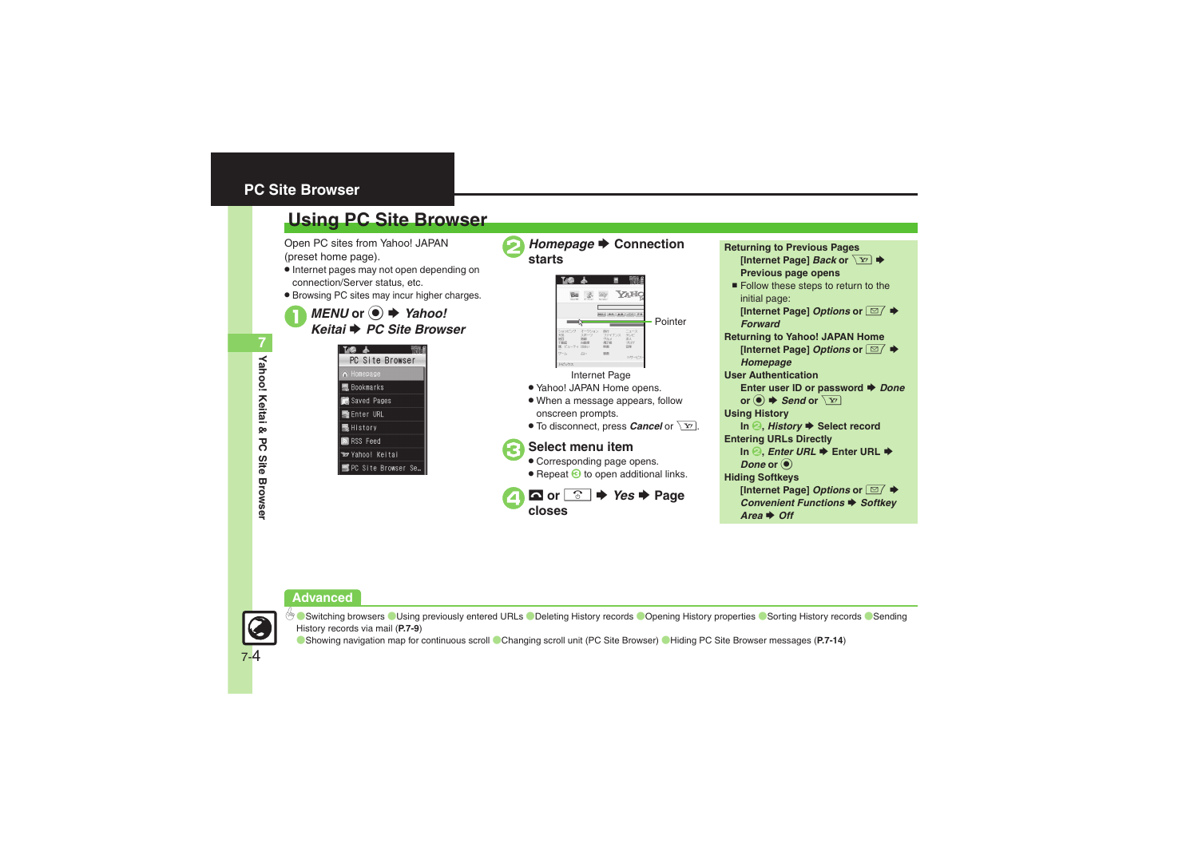# PC Site Browser

## Using PC Site Browser

Open PC sites from Yahoo! JAPAN (preset home page).

- Internet pages may not open depending on connection/Server status, etc.
- Browsing PC sites may incur higher charges.

**1** *MENU* or ◉ ➡ *Yahoo! Keitai* ➡ *PC Site Browser*

PC Site Browser
- Homepage
- Bookmarks
- Saved Pages
- Enter URL
- History
- RSS Feed
- Yahoo! Keitai
- PC Site Browser Se..

**2** *Homepage* ➡ **Connection starts**

Pointer

Internet Page

- Yahoo! JAPAN Home opens.
- When a message appears, follow onscreen prompts.
- To disconnect, press *Cancel* or Y!.

**3** **Select menu item**

- Corresponding page opens.
- Repeat 3 to open additional links.

**4** or ➡ *Yes* ➡ **Page closes**

**Returning to Previous Pages**
**[Internet Page]** *Back* **or** Y! ➡ **Previous page opens**

- Follow these steps to return to the initial page:
**[Internet Page]** *Options* **or** ✉ ➡ *Forward*

**Returning to Yahoo! JAPAN Home**
**[Internet Page]** *Options* **or** ✉ ➡ *Homepage*

**User Authentication**
**Enter user ID or password** ➡ *Done* **or** ◉ ➡ *Send* **or** Y!

**Using History**
**In** 2, *History* ➡ **Select record**

**Entering URLs Directly**
**In** 2, *Enter URL* ➡ **Enter URL** ➡ *Done* **or** ◉

**Hiding Softkeys**
**[Internet Page]** *Options* **or** ✉ ➡ *Convenient Functions* ➡ *Softkey Area* ➡ *Off*

**Advanced**

Switching browsers / Using previously entered URLs / Deleting History records / Opening History properties / Sorting History records / Sending History records via mail (**P.7-9**)

Showing navigation map for continuous scroll / Changing scroll unit (PC Site Browser) / Hiding PC Site Browser messages (**P.7-14**)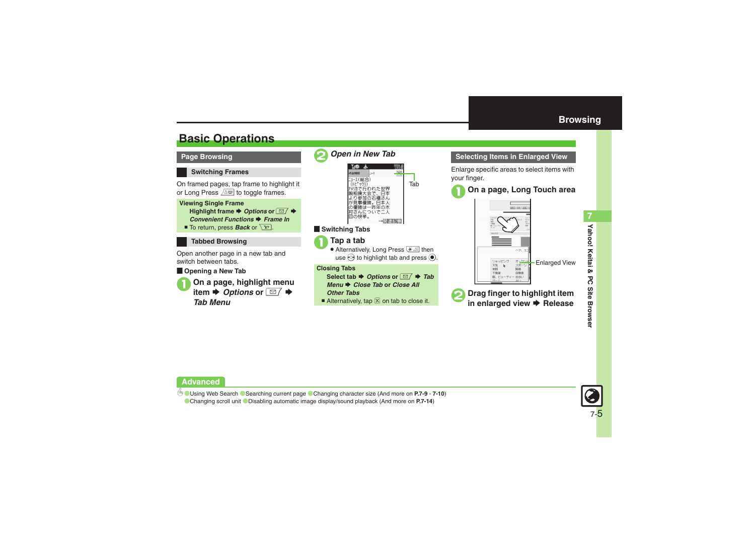# Basic Operations

## Page Browsing

### Switching Frames

On framed pages, tap frame to highlight it or Long Press [key] to toggle frames.

**Viewing Single Frame**

**Highlight frame ➡ *Options* or [key] ➡ *Convenient Functions* ➡ *Frame In***

■ To return, press ***Back*** or [key].

### Tabbed Browsing

Open another page in a new tab and switch between tabs.

**■ Opening a New Tab**

1. **On a page, highlight menu item ➡ *Options* or [key] ➡ *Tab Menu***
2. ***Open in New Tab***

Tab

**■ Switching Tabs**

1. **Tap a tab**
   - Alternatively, Long Press [key] then use [key] to highlight tab and press [key].

**Closing Tabs**

**Select tab ➡ *Options* or [key] ➡ *Tab Menu* ➡ *Close Tab* or *Close All Other Tabs***

■ Alternatively, tap [X] on tab to close it.

## Selecting Items in Enlarged View

Enlarge specific areas to select items with your finger.

1. **On a page, Long Touch area**

Enlarged View

2. **Drag finger to highlight item in enlarged view ➡ Release**

## Advanced

● Using Web Search ● Searching current page ● Changing character size (And more on **P.7-9** - **7-10**)

● Changing scroll unit ● Disabling automatic image display/sound playback (And more on **P.7-14**)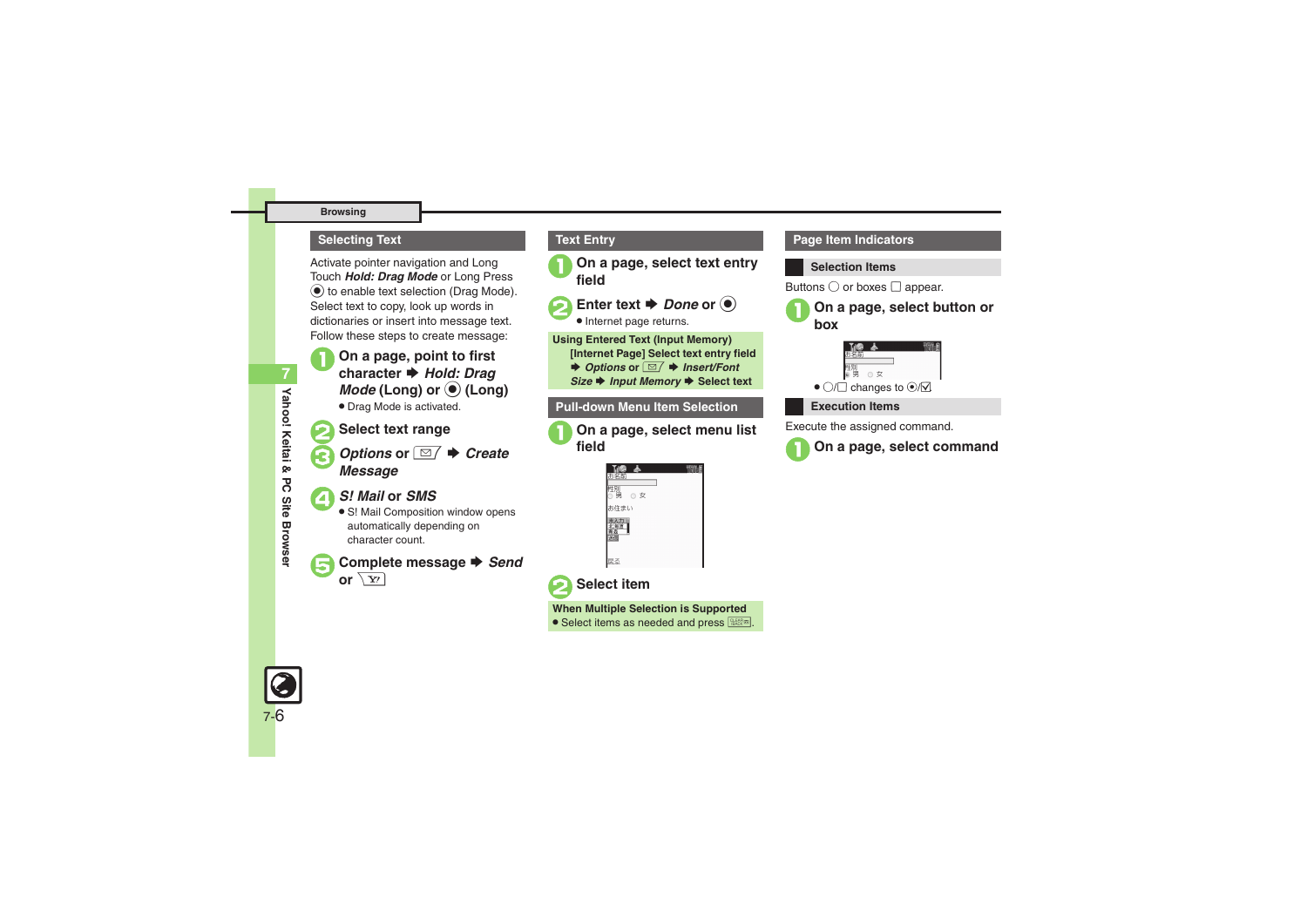## Selecting Text

Activate pointer navigation and Long Touch ***Hold: Drag Mode*** or Long Press ◉ to enable text selection (Drag Mode).
Select text to copy, look up words in dictionaries or insert into message text.
Follow these steps to create message:

1. **On a page, point to first character ➡ *Hold: Drag Mode* (Long) or ◉ (Long)**
   - Drag Mode is activated.
2. **Select text range**
3. ***Options* or ✉ ➡ *Create Message***
4. ***S! Mail* or *SMS***
   - S! Mail Composition window opens automatically depending on character count.
5. **Complete message ➡ *Send* or Y!**

## Text Entry

1. **On a page, select text entry field**
2. **Enter text ➡ *Done* or ◉**
   - Internet page returns.

**Using Entered Text (Input Memory)**
**[Internet Page] Select text entry field ➡ *Options* or ✉ ➡ *Insert/Font Size* ➡ *Input Memory* ➡ Select text**

## Pull-down Menu Item Selection

1. **On a page, select menu list field**
2. **Select item**

**When Multiple Selection is Supported**
- Select items as needed and press CLEAR/BACK.

## Page Item Indicators

### Selection Items

Buttons ◯ or boxes ☐ appear.

1. **On a page, select button or box**
   - ◯/☐ changes to ◉/☑

### Execution Items

Execute the assigned command.

1. **On a page, select command**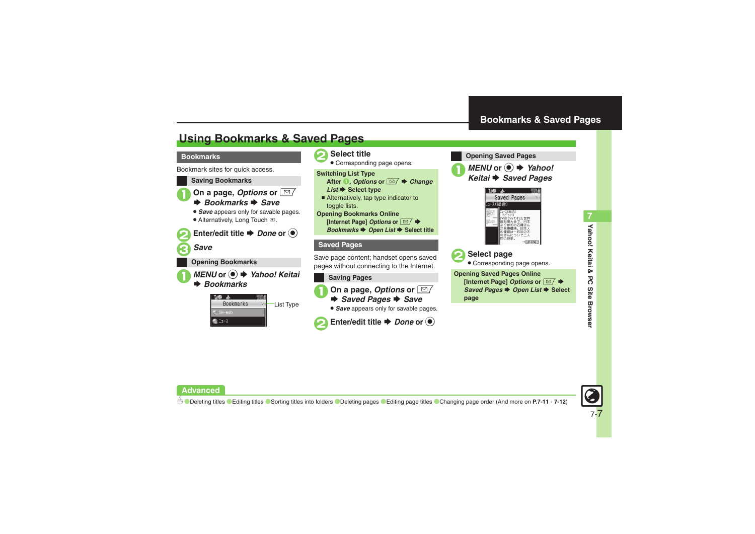## Using Bookmarks & Saved Pages

### Bookmarks

Bookmark sites for quick access.

#### Saving Bookmarks

1. On a page, *Options* or ✉ ➡ *Bookmarks* ➡ *Save*
   - *Save* appears only for savable pages.
   - Alternatively, Long Touch.
2. Enter/edit title ➡ *Done* or ●
3. *Save*

#### Opening Bookmarks

1. *MENU* or ● ➡ *Yahoo! Keitai* ➡ *Bookmarks*

List Type

2. Select title
   - Corresponding page opens.

**Switching List Type**

After 1, *Options* or ✉ ➡ *Change List* ➡ Select type

- Alternatively, tap type indicator to toggle lists.

**Opening Bookmarks Online**

[Internet Page] *Options* or ✉ ➡ *Bookmarks* ➡ *Open List* ➡ Select title

### Saved Pages

Save page content; handset opens saved pages without connecting to the Internet.

#### Saving Pages

1. On a page, *Options* or ✉ ➡ *Saved Pages* ➡ *Save*
   - *Save* appears only for savable pages.
2. Enter/edit title ➡ *Done* or ●

#### Opening Saved Pages

1. *MENU* or ● ➡ *Yahoo! Keitai* ➡ *Saved Pages*
2. Select page
   - Corresponding page opens.

**Opening Saved Pages Online**

[Internet Page] *Options* or ✉ ➡ *Saved Pages* ➡ *Open List* ➡ Select page

**Advanced**

Deleting titles · Editing titles · Sorting titles into folders · Deleting pages · Editing page titles · Changing page order (And more on **P.7-11** - **7-12**)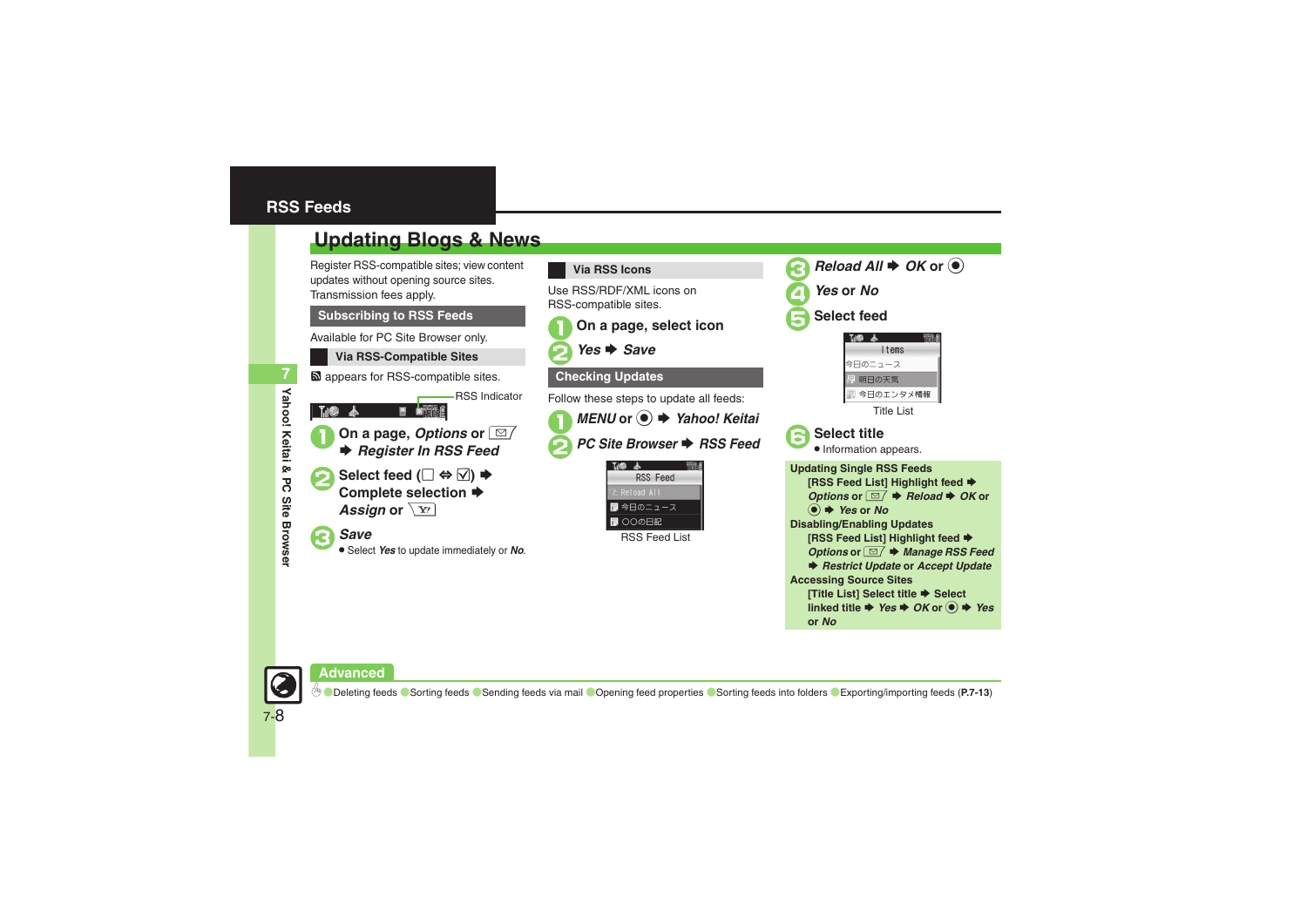# RSS Feeds

## Updating Blogs & News

Register RSS-compatible sites; view content updates without opening source sites. Transmission fees apply.

### Subscribing to RSS Feeds

Available for PC Site Browser only.

#### Via RSS-Compatible Sites

appears for RSS-compatible sites.

RSS Indicator

1. **On a page, *Options* or ✉ ➡ *Register In RSS Feed***
2. **Select feed (☐ ⇔ ☑) ➡ Complete selection ➡ *Assign* or Y!**
3. ***Save***
   - Select *Yes* to update immediately or *No*.

#### Via RSS Icons

Use RSS/RDF/XML icons on RSS-compatible sites.

1. **On a page, select icon**
2. ***Yes* ➡ *Save***

### Checking Updates

Follow these steps to update all feeds:

1. ***MENU* or ◉ ➡ *Yahoo! Keitai***
2. ***PC Site Browser* ➡ *RSS Feed***

RSS Feed
Reload All
今日のニュース
○○の日記

RSS Feed List

3. ***Reload All* ➡ *OK* or ◉**
4. ***Yes* or *No***
5. **Select feed**

Items
今日のニュース
明日の天気
今日のエンタメ情報

Title List

6. **Select title**
   - Information appears.

**Updating Single RSS Feeds**
[RSS Feed List] Highlight feed ➡ *Options* or ✉ ➡ *Reload* ➡ *OK* or ◉ ➡ *Yes* or *No*

**Disabling/Enabling Updates**
[RSS Feed List] Highlight feed ➡ *Options* or ✉ ➡ *Manage RSS Feed* ➡ *Restrict Update* or *Accept Update*

**Accessing Source Sites**
[Title List] Select title ➡ Select linked title ➡ *Yes* ➡ *OK* or ◉ ➡ *Yes* or *No*

**Advanced**

Deleting feeds · Sorting feeds · Sending feeds via mail · Opening feed properties · Sorting feeds into folders · Exporting/importing feeds (**P.7-13**)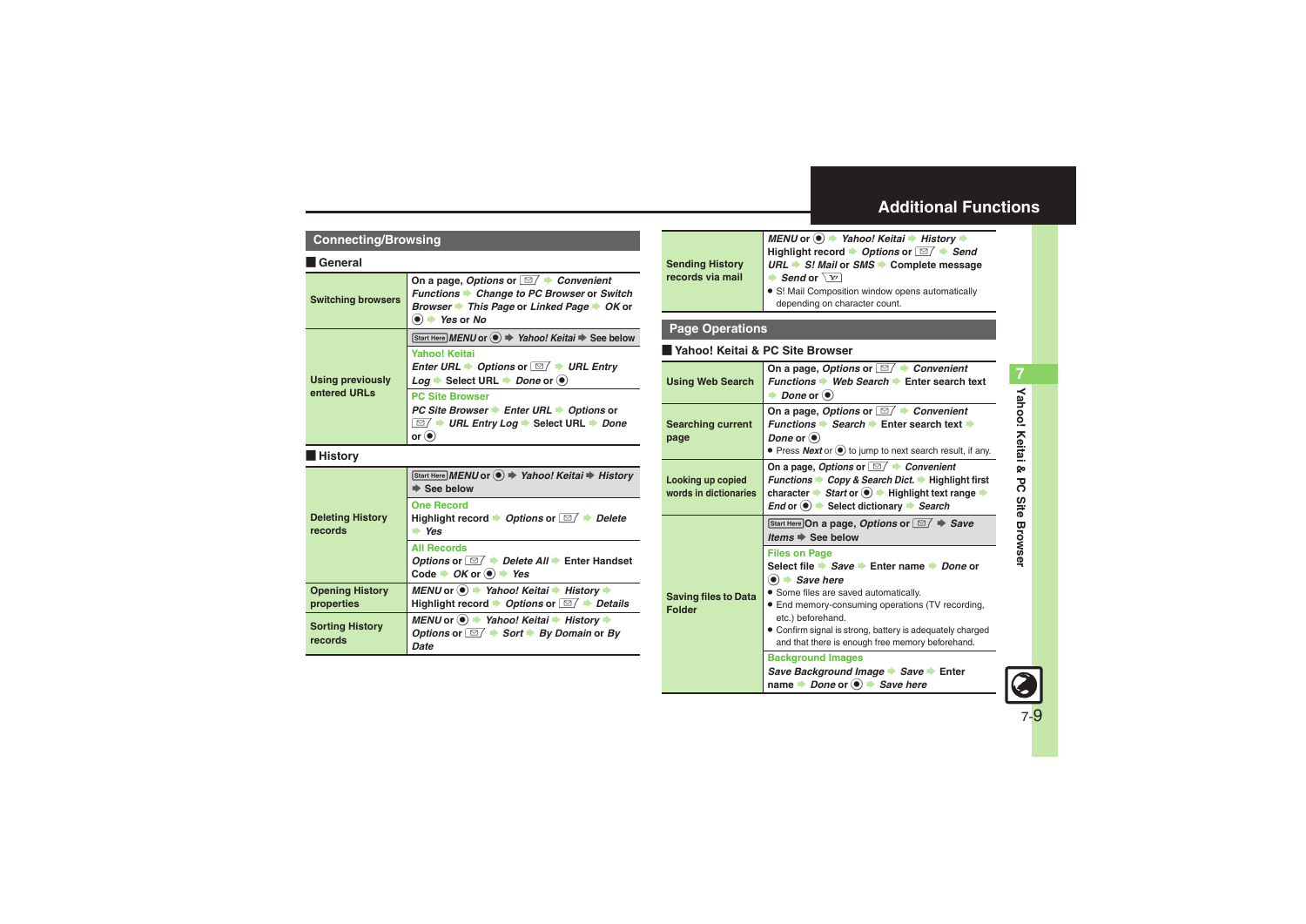# Additional Functions

## Connecting/Browsing

### General

| | |
|---|---|
| **Switching browsers** | On a page, *Options* or ✉ → *Convenient Functions* → *Change to PC Browser* or *Switch Browser* → *This Page* or *Linked Page* → *OK* or ● → *Yes* or *No* |
| **Using previously entered URLs** | Start Here *MENU* or ● → *Yahoo! Keitai* → See below<br>**Yahoo! Keitai**<br>*Enter URL* → *Options* or ✉ → *URL Entry Log* → Select URL → *Done* or ●<br>**PC Site Browser**<br>*PC Site Browser* → *Enter URL* → *Options* or ✉ → *URL Entry Log* → Select URL → *Done* or ● |

### History

| | |
|---|---|
| **Deleting History records** | Start Here *MENU* or ● → *Yahoo! Keitai* → *History* → See below<br>**One Record**<br>Highlight record → *Options* or ✉ → *Delete* → *Yes*<br>**All Records**<br>*Options* or ✉ → *Delete All* → Enter Handset Code → *OK* or ● → *Yes* |
| **Opening History properties** | *MENU* or ● → *Yahoo! Keitai* → *History* → Highlight record → *Options* or ✉ → *Details* |
| **Sorting History records** | *MENU* or ● → *Yahoo! Keitai* → *History* → *Options* or ✉ → *Sort* → *By Domain* or *By Date* |
| **Sending History records via mail** | *MENU* or ● → *Yahoo! Keitai* → *History* → Highlight record → *Options* or ✉ → *Send URL* → *S! Mail* or *SMS* → Complete message → *Send* or ✉<br>● S! Mail Composition window opens automatically depending on character count. |

## Page Operations

### Yahoo! Keitai & PC Site Browser

| | |
|---|---|
| **Using Web Search** | On a page, *Options* or ✉ → *Convenient Functions* → *Web Search* → Enter search text → *Done* or ● |
| **Searching current page** | On a page, *Options* or ✉ → *Convenient Functions* → *Search* → Enter search text → *Done* or ●<br>● Press *Next* or ● to jump to next search result, if any. |
| **Looking up copied words in dictionaries** | On a page, *Options* or ✉ → *Convenient Functions* → *Copy & Search Dict.* → Highlight first character → *Start* or ● → Highlight text range → *End* or ● → Select dictionary → *Search* |
| **Saving files to Data Folder** | Start Here On a page, *Options* or ✉ → *Save Items* → See below<br>**Files on Page**<br>Select file → *Save* → Enter name → *Done* or ● → *Save here*<br>● Some files are saved automatically.<br>● End memory-consuming operations (TV recording, etc.) beforehand.<br>● Confirm signal is strong, battery is adequately charged and that there is enough free memory beforehand.<br>**Background Images**<br>*Save Background Image* → *Save* → Enter name → *Done* or ● → *Save here* |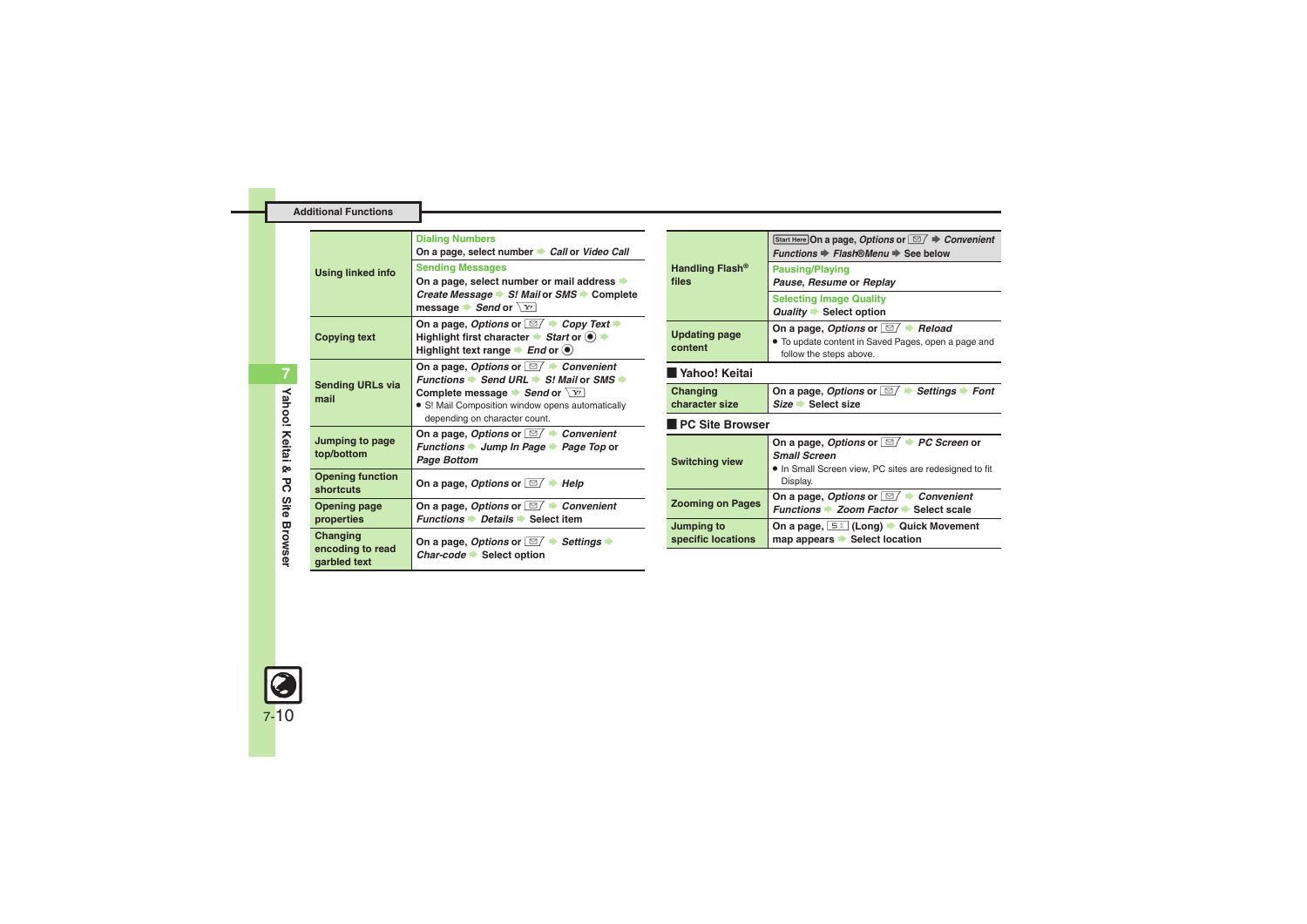## Additional Functions

| | |
|---|---|
| Using linked info | **Dialing Numbers**<br>On a page, select number ➡ *Call* or *Video Call*<br>**Sending Messages**<br>On a page, select number or mail address ➡ *Create Message* ➡ *S! Mail* or *SMS* ➡ Complete message ➡ *Send* or [Y!] |
| Copying text | On a page, *Options* or [✉] ➡ *Copy Text* ➡ Highlight first character ➡ *Start* or ◉ ➡ Highlight text range ➡ *End* or ◉ |
| Sending URLs via mail | On a page, *Options* or [✉] ➡ *Convenient Functions* ➡ *Send URL* ➡ *S! Mail* or *SMS* ➡ Complete message ➡ *Send* or [Y!]<br>• S! Mail Composition window opens automatically depending on character count. |
| Jumping to page top/bottom | On a page, *Options* or [✉] ➡ *Convenient Functions* ➡ *Jump In Page* ➡ *Page Top* or *Page Bottom* |
| Opening function shortcuts | On a page, *Options* or [✉] ➡ *Help* |
| Opening page properties | On a page, *Options* or [✉] ➡ *Convenient Functions* ➡ *Details* ➡ Select item |
| Changing encoding to read garbled text | On a page, *Options* or [✉] ➡ *Settings* ➡ *Char-code* ➡ Select option |
| Handling Flash® files | [Start Here] On a page, *Options* or [✉] ➡ *Convenient Functions* ➡ *Flash®Menu* ➡ See below<br>**Pausing/Playing**<br>*Pause*, *Resume* or *Replay*<br>**Selecting Image Quality**<br>*Quality* ➡ Select option |
| Updating page content | On a page, *Options* or [✉] ➡ *Reload*<br>• To update content in Saved Pages, open a page and follow the steps above. |

### Yahoo! Keitai

| | |
|---|---|
| Changing character size | On a page, *Options* or [✉] ➡ *Settings* ➡ *Font Size* ➡ Select size |

### PC Site Browser

| | |
|---|---|
| Switching view | On a page, *Options* or [✉] ➡ *PC Screen* or *Small Screen*<br>• In Small Screen view, PC sites are redesigned to fit Display. |
| Zooming on Pages | On a page, *Options* or [✉] ➡ *Convenient Functions* ➡ *Zoom Factor* ➡ Select scale |
| Jumping to specific locations | On a page, [5] (Long) ➡ Quick Movement map appears ➡ Select location |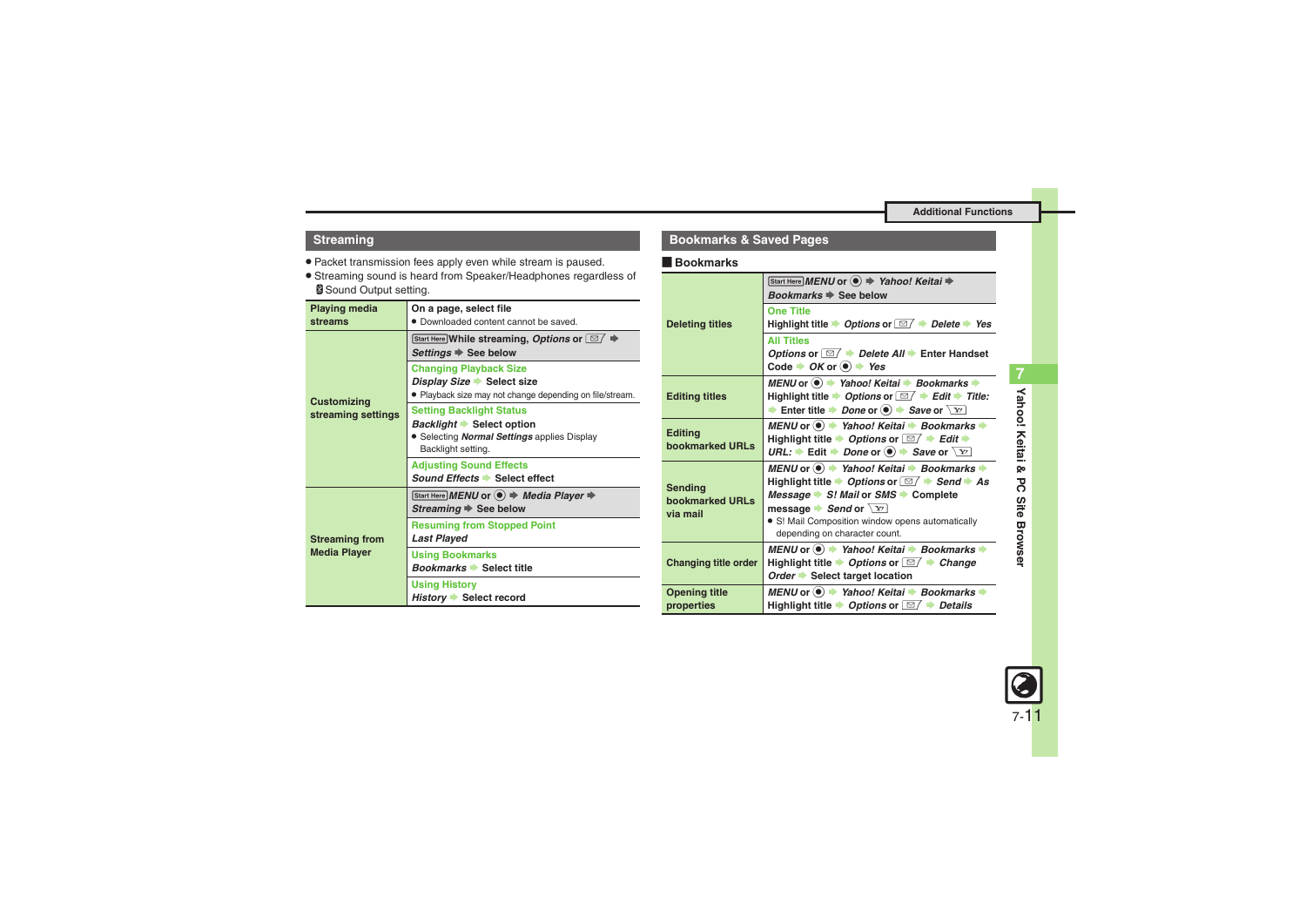## Streaming

- Packet transmission fees apply even while stream is paused.
- Streaming sound is heard from Speaker/Headphones regardless of Sound Output setting.

| | |
|---|---|
| **Playing media streams** | On a page, select file<br>● Downloaded content cannot be saved. |
| **Customizing streaming settings** | Start Here While streaming, *Options* or ✉ ➡ *Settings* ➡ See below |
| | **Changing Playback Size**<br>*Display Size* ➡ Select size<br>● Playback size may not change depending on file/stream. |
| | **Setting Backlight Status**<br>*Backlight* ➡ Select option<br>● Selecting *Normal Settings* applies Display Backlight setting. |
| | **Adjusting Sound Effects**<br>*Sound Effects* ➡ Select effect |
| **Streaming from Media Player** | Start Here *MENU* or ● ➡ *Media Player* ➡ *Streaming* ➡ See below |
| | **Resuming from Stopped Point**<br>*Last Played* |
| | **Using Bookmarks**<br>*Bookmarks* ➡ Select title |
| | **Using History**<br>*History* ➡ Select record |

## Bookmarks & Saved Pages

### Bookmarks

| | |
|---|---|
| **Deleting titles** | Start Here *MENU* or ● ➡ *Yahoo! Keitai* ➡ *Bookmarks* ➡ See below |
| | **One Title**<br>Highlight title ➡ *Options* or ✉ ➡ *Delete* ➡ *Yes* |
| | **All Titles**<br>*Options* or ✉ ➡ *Delete All* ➡ Enter Handset Code ➡ *OK* or ● ➡ *Yes* |
| **Editing titles** | *MENU* or ● ➡ *Yahoo! Keitai* ➡ *Bookmarks* ➡ Highlight title ➡ *Options* or ✉ ➡ *Edit* ➡ *Title:* ➡ Enter title ➡ *Done* or ● ➡ *Save* or Y! |
| **Editing bookmarked URLs** | *MENU* or ● ➡ *Yahoo! Keitai* ➡ *Bookmarks* ➡ Highlight title ➡ *Options* or ✉ ➡ *Edit* ➡ *URL:* ➡ Edit ➡ *Done* or ● ➡ *Save* or Y! |
| **Sending bookmarked URLs via mail** | *MENU* or ● ➡ *Yahoo! Keitai* ➡ *Bookmarks* ➡ Highlight title ➡ *Options* or ✉ ➡ *Send* ➡ *As Message* ➡ *S! Mail* or *SMS* ➡ Complete message ➡ *Send* or Y!<br>● S! Mail Composition window opens automatically depending on character count. |
| **Changing title order** | *MENU* or ● ➡ *Yahoo! Keitai* ➡ *Bookmarks* ➡ Highlight title ➡ *Options* or ✉ ➡ *Change Order* ➡ Select target location |
| **Opening title properties** | *MENU* or ● ➡ *Yahoo! Keitai* ➡ *Bookmarks* ➡ Highlight title ➡ *Options* or ✉ ➡ *Details* |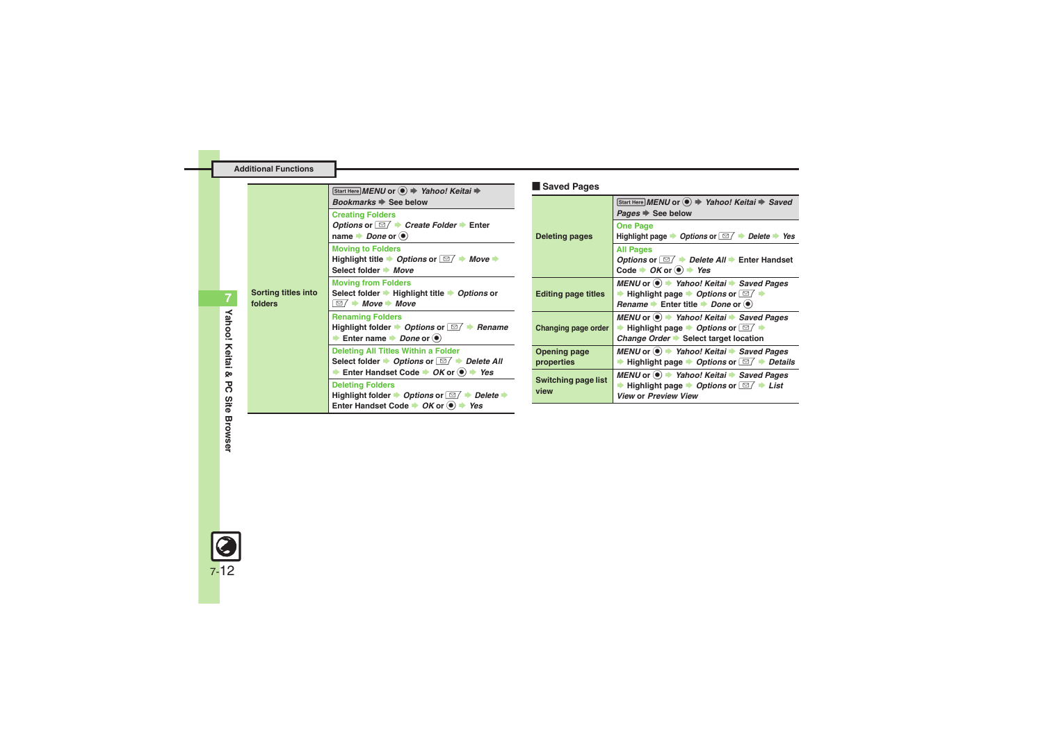## Additional Functions

| | |
|---|---|
| Sorting titles into folders | Start Here *MENU* or ● ➡ *Yahoo! Keitai* ➡ *Bookmarks* ➡ See below |
| | **Creating Folders**<br>*Options* or ✉ ➡ *Create Folder* ➡ Enter name ➡ *Done* or ● |
| | **Moving to Folders**<br>Highlight title ➡ *Options* or ✉ ➡ *Move* ➡ Select folder ➡ *Move* |
| | **Moving from Folders**<br>Select folder ➡ Highlight title ➡ *Options* or ✉ ➡ *Move* ➡ *Move* |
| | **Renaming Folders**<br>Highlight folder ➡ *Options* or ✉ ➡ *Rename* ➡ Enter name ➡ *Done* or ● |
| | **Deleting All Titles Within a Folder**<br>Select folder ➡ *Options* or ✉ ➡ *Delete All* ➡ Enter Handset Code ➡ *OK* or ● ➡ *Yes* |
| | **Deleting Folders**<br>Highlight folder ➡ *Options* or ✉ ➡ *Delete* ➡ Enter Handset Code ➡ *OK* or ● ➡ *Yes* |

## Saved Pages

| | |
|---|---|
| Deleting pages | Start Here *MENU* or ● ➡ *Yahoo! Keitai* ➡ *Saved Pages* ➡ See below |
| | **One Page**<br>Highlight page ➡ *Options* or ✉ ➡ *Delete* ➡ *Yes* |
| | **All Pages**<br>*Options* or ✉ ➡ *Delete All* ➡ Enter Handset Code ➡ *OK* or ● ➡ *Yes* |
| Editing page titles | *MENU* or ● ➡ *Yahoo! Keitai* ➡ *Saved Pages* ➡ Highlight page ➡ *Options* or ✉ ➡ *Rename* ➡ Enter title ➡ *Done* or ● |
| Changing page order | *MENU* or ● ➡ *Yahoo! Keitai* ➡ *Saved Pages* ➡ Highlight page ➡ *Options* or ✉ ➡ *Change Order* ➡ Select target location |
| Opening page properties | *MENU* or ● ➡ *Yahoo! Keitai* ➡ *Saved Pages* ➡ Highlight page ➡ *Options* or ✉ ➡ *Details* |
| Switching page list view | *MENU* or ● ➡ *Yahoo! Keitai* ➡ *Saved Pages* ➡ Highlight page ➡ *Options* or ✉ ➡ *List View* or *Preview View* |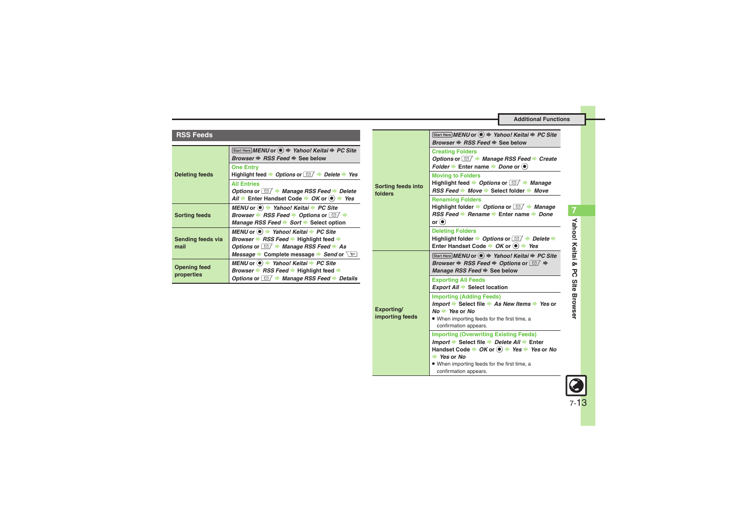## RSS Feeds

| | |
|---|---|
| **Deleting feeds** | Start Here *MENU* or ● ➡ *Yahoo! Keitai* ➡ *PC Site Browser* ➡ *RSS Feed* ➡ See below<br>**One Entry**<br>Highlight feed ➡ *Options* or ✉ ➡ *Delete* ➡ *Yes*<br>**All Entries**<br>*Options* or ✉ ➡ *Manage RSS Feed* ➡ *Delete All* ➡ Enter Handset Code ➡ *OK* or ● ➡ *Yes* |
| **Sorting feeds** | *MENU* or ● ➡ *Yahoo! Keitai* ➡ *PC Site Browser* ➡ *RSS Feed* ➡ *Options* or ✉ ➡ *Manage RSS Feed* ➡ *Sort* ➡ Select option |
| **Sending feeds via mail** | *MENU* or ● ➡ *Yahoo! Keitai* ➡ *PC Site Browser* ➡ *RSS Feed* ➡ Highlight feed ➡ *Options* or ✉ ➡ *Manage RSS Feed* ➡ *As Message* ➡ Complete message ➡ *Send* or Y! |
| **Opening feed properties** | *MENU* or ● ➡ *Yahoo! Keitai* ➡ *PC Site Browser* ➡ *RSS Feed* ➡ Highlight feed ➡ *Options* or ✉ ➡ *Manage RSS Feed* ➡ *Details* |
| **Sorting feeds into folders** | Start Here *MENU* or ● ➡ *Yahoo! Keitai* ➡ *PC Site Browser* ➡ *RSS Feed* ➡ See below<br>**Creating Folders**<br>*Options* or ✉ ➡ *Manage RSS Feed* ➡ *Create Folder* ➡ Enter name ➡ *Done* or ●<br>**Moving to Folders**<br>Highlight feed ➡ *Options* or ✉ ➡ *Manage RSS Feed* ➡ *Move* ➡ Select folder ➡ *Move*<br>**Renaming Folders**<br>Highlight folder ➡ *Options* or ✉ ➡ *Manage RSS Feed* ➡ *Rename* ➡ Enter name ➡ *Done* or ●<br>**Deleting Folders**<br>Highlight folder ➡ *Options* or ✉ ➡ *Delete* ➡ Enter Handset Code ➡ *OK* or ● ➡ *Yes* |
| **Exporting/ importing feeds** | Start Here *MENU* or ● ➡ *Yahoo! Keitai* ➡ *PC Site Browser* ➡ *RSS Feed* ➡ *Options* or ✉ ➡ *Manage RSS Feed* ➡ See below<br>**Exporting All Feeds**<br>*Export All* ➡ Select location<br>**Importing (Adding Feeds)**<br>*Import* ➡ Select file ➡ *As New Items* ➡ *Yes* or *No* ➡ *Yes* or *No*<br>● When importing feeds for the first time, a confirmation appears.<br>**Importing (Overwriting Existing Feeds)**<br>*Import* ➡ Select file ➡ *Delete All* ➡ Enter Handset Code ➡ *OK* or ● ➡ *Yes* ➡ *Yes* or *No* ➡ *Yes* or *No*<br>● When importing feeds for the first time, a confirmation appears. |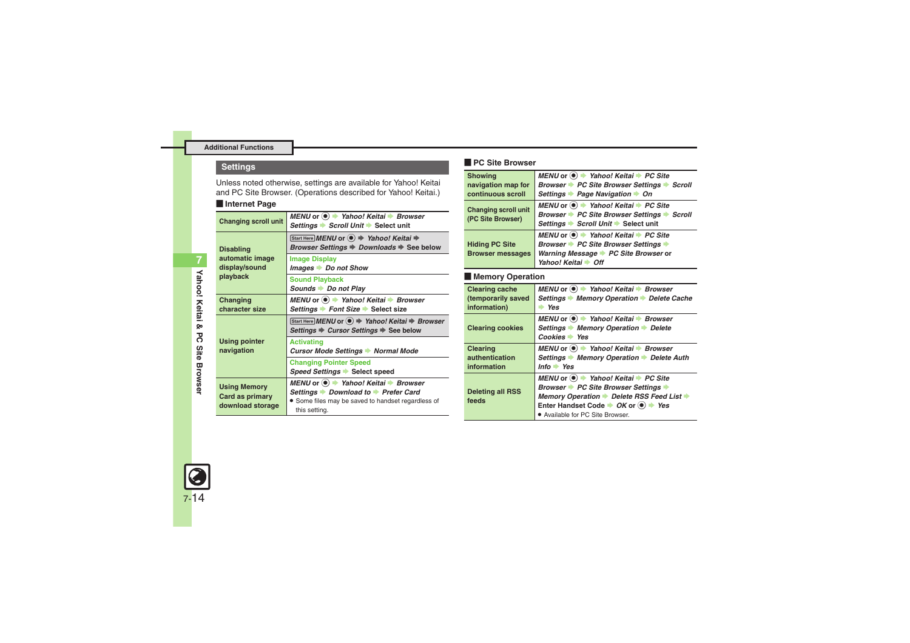## Settings

Unless noted otherwise, settings are available for Yahoo! Keitai and PC Site Browser. (Operations described for Yahoo! Keitai.)

### Internet Page

| | |
|---|---|
| **Changing scroll unit** | *MENU* or ◉ ➡ *Yahoo! Keitai* ➡ *Browser Settings* ➡ *Scroll Unit* ➡ Select unit |
| **Disabling automatic image display/sound playback** | Start Here *MENU* or ◉ ➡ *Yahoo! Keitai* ➡ *Browser Settings* ➡ *Downloads* ➡ See below |
| | Image Display<br>*Images* ➡ *Do not Show* |
| | Sound Playback<br>*Sounds* ➡ *Do not Play* |
| **Changing character size** | *MENU* or ◉ ➡ *Yahoo! Keitai* ➡ *Browser Settings* ➡ *Font Size* ➡ Select size |
| **Using pointer navigation** | Start Here *MENU* or ◉ ➡ *Yahoo! Keitai* ➡ *Browser Settings* ➡ *Cursor Settings* ➡ See below |
| | Activating<br>*Cursor Mode Settings* ➡ *Normal Mode* |
| | Changing Pointer Speed<br>*Speed Settings* ➡ Select speed |
| **Using Memory Card as primary download storage** | *MENU* or ◉ ➡ *Yahoo! Keitai* ➡ *Browser Settings* ➡ *Download to* ➡ *Prefer Card*<br>● Some files may be saved to handset regardless of this setting. |

### PC Site Browser

| | |
|---|---|
| **Showing navigation map for continuous scroll** | *MENU* or ◉ ➡ *Yahoo! Keitai* ➡ *PC Site Browser* ➡ *PC Site Browser Settings* ➡ *Scroll Settings* ➡ *Page Navigation* ➡ *On* |
| **Changing scroll unit (PC Site Browser)** | *MENU* or ◉ ➡ *Yahoo! Keitai* ➡ *PC Site Browser* ➡ *PC Site Browser Settings* ➡ *Scroll Settings* ➡ *Scroll Unit* ➡ Select unit |
| **Hiding PC Site Browser messages** | *MENU* or ◉ ➡ *Yahoo! Keitai* ➡ *PC Site Browser* ➡ *PC Site Browser Settings* ➡ *Warning Message* ➡ *PC Site Browser* or *Yahoo! Keitai* ➡ *Off* |

### Memory Operation

| | |
|---|---|
| **Clearing cache (temporarily saved information)** | *MENU* or ◉ ➡ *Yahoo! Keitai* ➡ *Browser Settings* ➡ *Memory Operation* ➡ *Delete Cache* ➡ *Yes* |
| **Clearing cookies** | *MENU* or ◉ ➡ *Yahoo! Keitai* ➡ *Browser Settings* ➡ *Memory Operation* ➡ *Delete Cookies* ➡ *Yes* |
| **Clearing authentication information** | *MENU* or ◉ ➡ *Yahoo! Keitai* ➡ *Browser Settings* ➡ *Memory Operation* ➡ *Delete Auth Info* ➡ *Yes* |
| **Deleting all RSS feeds** | *MENU* or ◉ ➡ *Yahoo! Keitai* ➡ *PC Site Browser* ➡ *PC Site Browser Settings* ➡ *Memory Operation* ➡ *Delete RSS Feed List* ➡ Enter Handset Code ➡ *OK* or ◉ ➡ *Yes*<br>● Available for PC Site Browser. |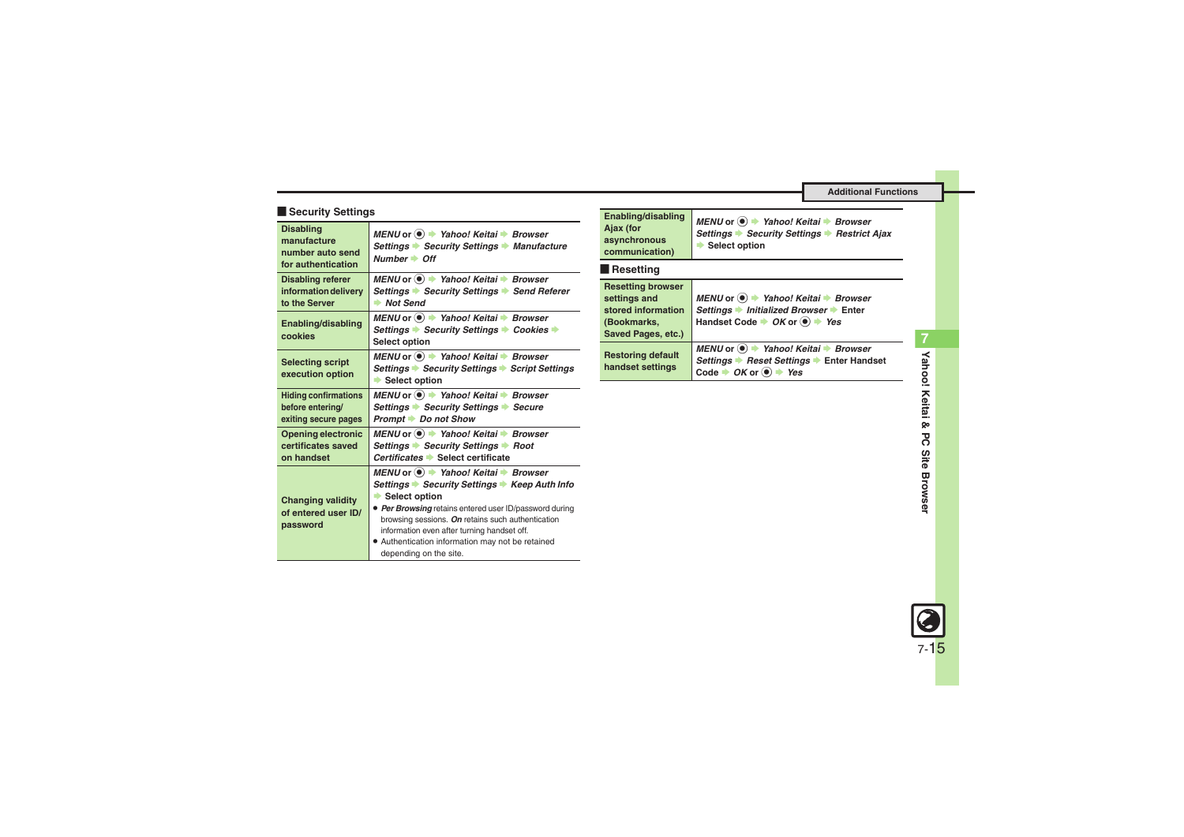## Security Settings

| | |
|---|---|
| **Disabling manufacture number auto send for authentication** | *MENU* or ◉ ➡ *Yahoo! Keitai* ➡ *Browser Settings* ➡ *Security Settings* ➡ *Manufacture Number* ➡ *Off* |
| **Disabling referer information delivery to the Server** | *MENU* or ◉ ➡ *Yahoo! Keitai* ➡ *Browser Settings* ➡ *Security Settings* ➡ *Send Referer* ➡ *Not Send* |
| **Enabling/disabling cookies** | *MENU* or ◉ ➡ *Yahoo! Keitai* ➡ *Browser Settings* ➡ *Security Settings* ➡ *Cookies* ➡ Select option |
| **Selecting script execution option** | *MENU* or ◉ ➡ *Yahoo! Keitai* ➡ *Browser Settings* ➡ *Security Settings* ➡ *Script Settings* ➡ Select option |
| **Hiding confirmations before entering/exiting secure pages** | *MENU* or ◉ ➡ *Yahoo! Keitai* ➡ *Browser Settings* ➡ *Security Settings* ➡ *Secure Prompt* ➡ *Do not Show* |
| **Opening electronic certificates saved on handset** | *MENU* or ◉ ➡ *Yahoo! Keitai* ➡ *Browser Settings* ➡ *Security Settings* ➡ *Root Certificates* ➡ Select certificate |
| **Changing validity of entered user ID/password** | *MENU* or ◉ ➡ *Yahoo! Keitai* ➡ *Browser Settings* ➡ *Security Settings* ➡ *Keep Auth Info* ➡ Select option<br>● *Per Browsing* retains entered user ID/password during browsing sessions. *On* retains such authentication information even after turning handset off.<br>● Authentication information may not be retained depending on the site. |
| **Enabling/disabling Ajax (for asynchronous communication)** | *MENU* or ◉ ➡ *Yahoo! Keitai* ➡ *Browser Settings* ➡ *Security Settings* ➡ *Restrict Ajax* ➡ Select option |

## Resetting

| | |
|---|---|
| **Resetting browser settings and stored information (Bookmarks, Saved Pages, etc.)** | *MENU* or ◉ ➡ *Yahoo! Keitai* ➡ *Browser Settings* ➡ *Initialized Browser* ➡ Enter Handset Code ➡ *OK* or ◉ ➡ *Yes* |
| **Restoring default handset settings** | *MENU* or ◉ ➡ *Yahoo! Keitai* ➡ *Browser Settings* ➡ *Reset Settings* ➡ Enter Handset Code ➡ *OK* or ◉ ➡ *Yes* |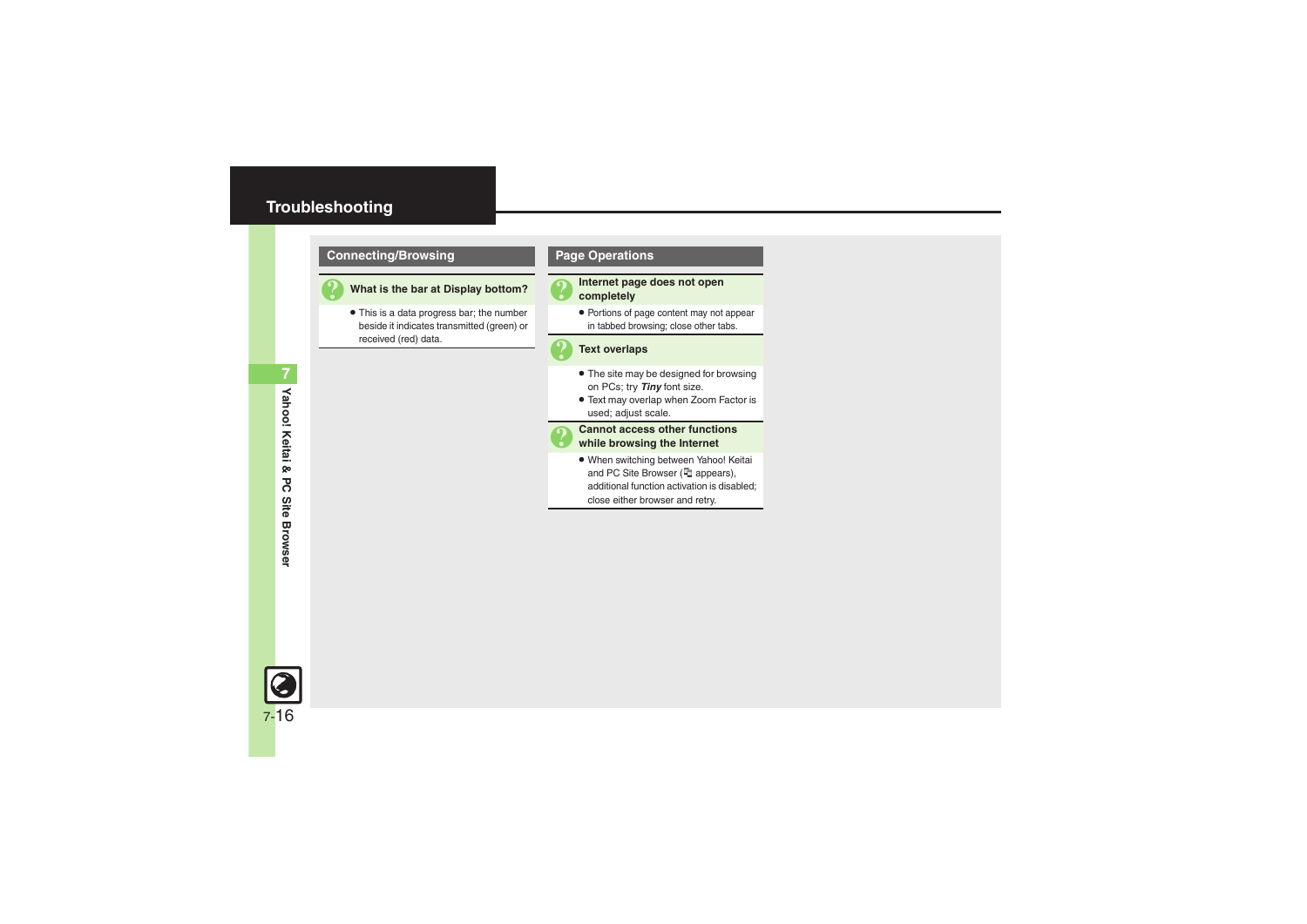# Troubleshooting

## Connecting/Browsing

**What is the bar at Display bottom?**

- This is a data progress bar; the number beside it indicates transmitted (green) or received (red) data.

## Page Operations

**Internet page does not open completely**

- Portions of page content may not appear in tabbed browsing; close other tabs.

**Text overlaps**

- The site may be designed for browsing on PCs; try ***Tiny*** font size.
- Text may overlap when Zoom Factor is used; adjust scale.

**Cannot access other functions while browsing the Internet**

- When switching between Yahoo! Keitai and PC Site Browser ( appears), additional function activation is disabled; close either browser and retry.